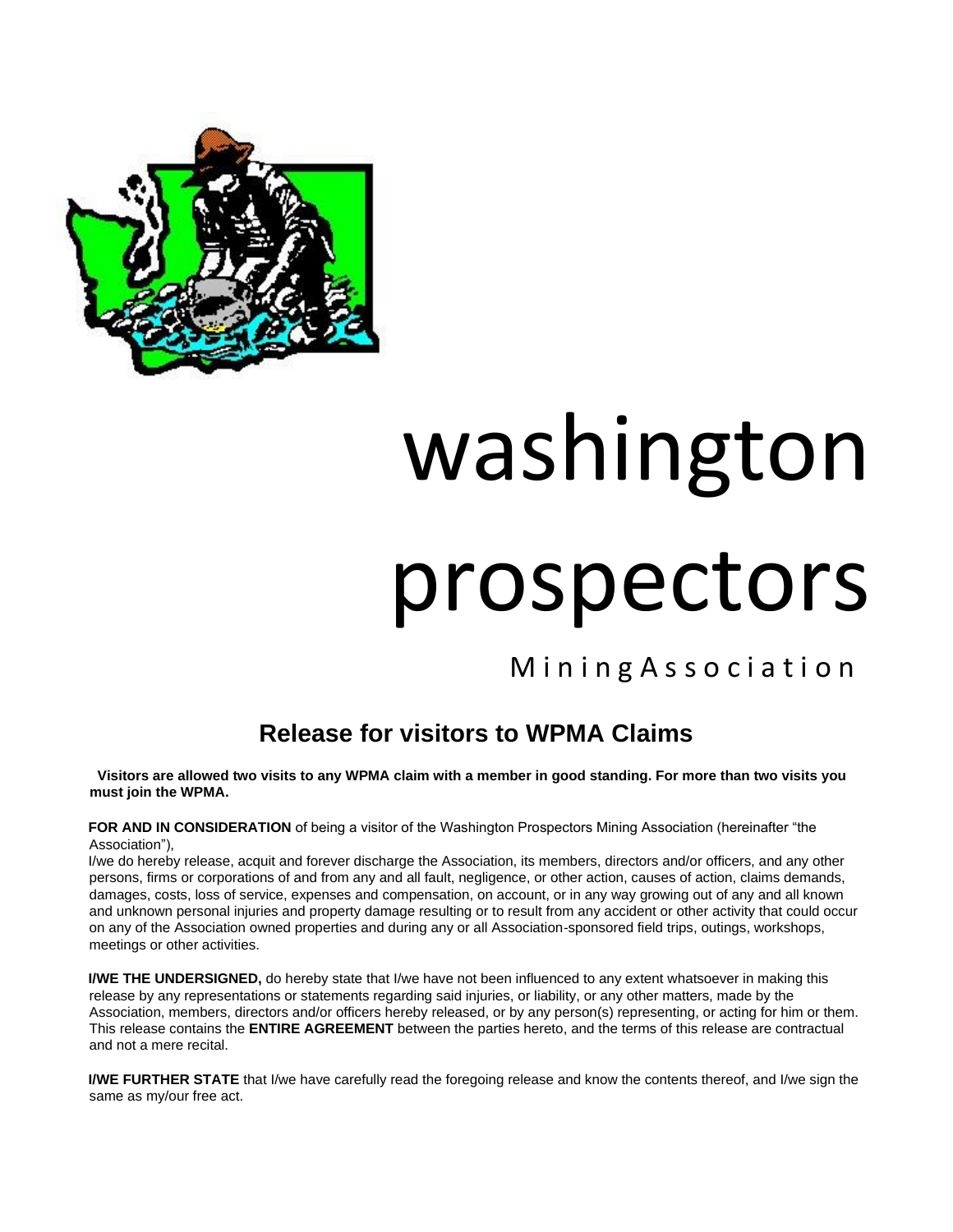# washington prospectors

Mining Association

## Release for visitors to WPMA Claims

**Visitors are allowed two visits to any WPMA claim with a member in good standing. For more than two visits you must join the WPMA.**

**FOR AND IN CONSIDERATION** of being a visitor of the Washington Prospectors Mining Association (hereinafter "the Association"),
I/we do hereby release, acquit and forever discharge the Association, its members, directors and/or officers, and any other persons, firms or corporations of and from any and all fault, negligence, or other action, causes of action, claims demands, damages, costs, loss of service, expenses and compensation, on account, or in any way growing out of any and all known and unknown personal injuries and property damage resulting or to result from any accident or other activity that could occur on any of the Association owned properties and during any or all Association-sponsored field trips, outings, workshops, meetings or other activities.

**I/WE THE UNDERSIGNED,** do hereby state that I/we have not been influenced to any extent whatsoever in making this release by any representations or statements regarding said injuries, or liability, or any other matters, made by the Association, members, directors and/or officers hereby released, or by any person(s) representing, or acting for him or them. This release contains the **ENTIRE AGREEMENT** between the parties hereto, and the terms of this release are contractual and not a mere recital.

**I/WE FURTHER STATE** that I/we have carefully read the foregoing release and know the contents thereof, and I/we sign the same as my/our free act.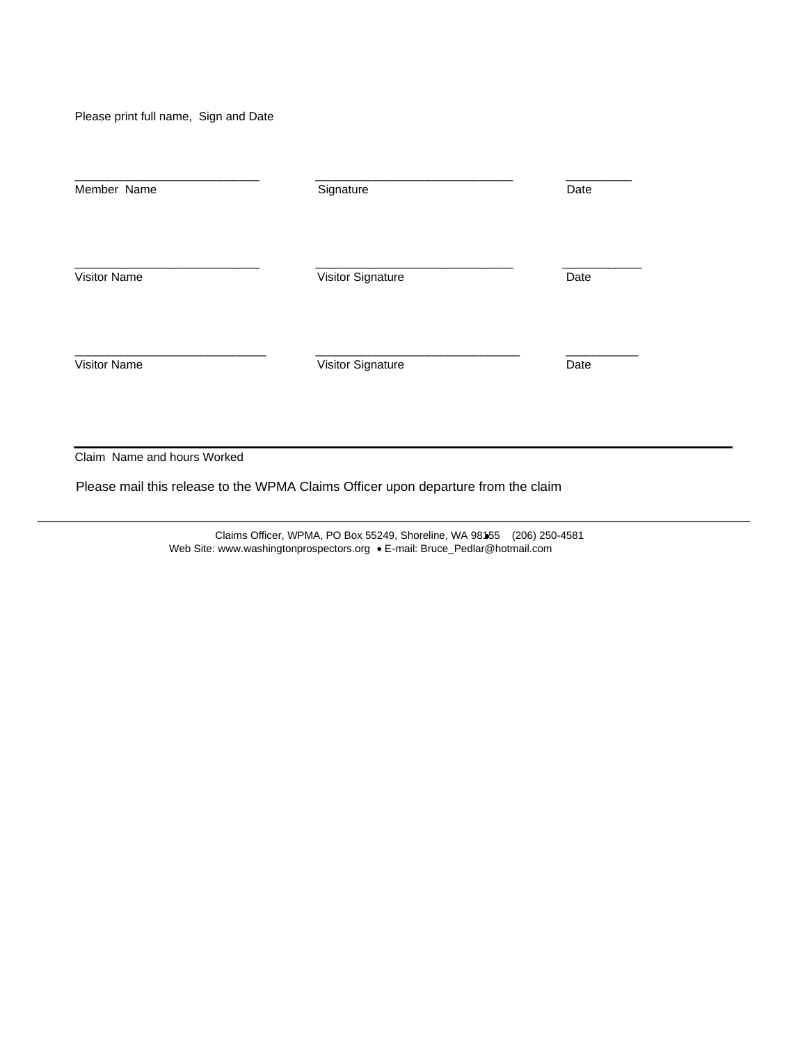Please print full name, Sign and Date

| | | |
|---|---|---|
| ___________________________ | _____________________________ | __________ |
| Member Name | Signature | Date |
| ___________________________ | _____________________________ | ____________ |
| Visitor Name | Visitor Signature | Date |
| ____________________________ | ______________________________ | ___________ |
| Visitor Name | Visitor Signature | Date |

______________________________________________________________________________

Claim Name and hours Worked

Please mail this release to the WPMA Claims Officer upon departure from the claim

Claims Officer, WPMA, PO Box 55249, Shoreline, WA 98155 (206) 250-4581
Web Site: www.washingtonprospectors.org • E-mail: Bruce_Pedlar@hotmail.com